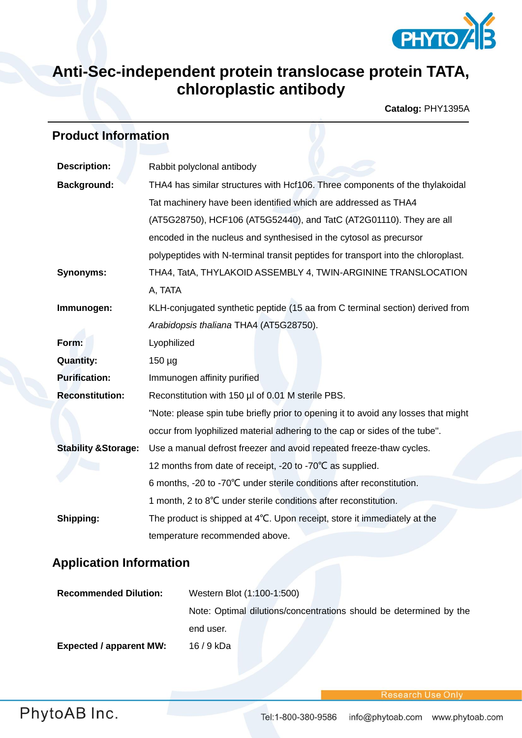# Anti-Sec-independent protein translocase protein TATA, chloroplastic antibody

**Catalog:** PHY1395A

## Product Information

| | |
|---|---|
| **Description:** | Rabbit polyclonal antibody |
| **Background:** | THA4 has similar structures with Hcf106. Three components of the thylakoidal Tat machinery have been identified which are addressed as THA4 (AT5G28750), HCF106 (AT5G52440), and TatC (AT2G01110). They are all encoded in the nucleus and synthesised in the cytosol as precursor polypeptides with N-terminal transit peptides for transport into the chloroplast. |
| **Synonyms:** | THA4, TatA, THYLAKOID ASSEMBLY 4, TWIN-ARGININE TRANSLOCATION A, TATA |
| **Immunogen:** | KLH-conjugated synthetic peptide (15 aa from C terminal section) derived from *Arabidopsis thaliana* THA4 (AT5G28750). |
| **Form:** | Lyophilized |
| **Quantity:** | 150 µg |
| **Purification:** | Immunogen affinity purified |
| **Reconstitution:** | Reconstitution with 150 µl of 0.01 M sterile PBS. "Note: please spin tube briefly prior to opening it to avoid any losses that might occur from lyophilized material adhering to the cap or sides of the tube". |
| **Stability &Storage:** | Use a manual defrost freezer and avoid repeated freeze-thaw cycles. 12 months from date of receipt, -20 to -70℃ as supplied. 6 months, -20 to -70℃ under sterile conditions after reconstitution. 1 month, 2 to 8℃ under sterile conditions after reconstitution. |
| **Shipping:** | The product is shipped at 4℃. Upon receipt, store it immediately at the temperature recommended above. |

## Application Information

| | |
|---|---|
| **Recommended Dilution:** | Western Blot (1:100-1:500) Note: Optimal dilutions/concentrations should be determined by the end user. |
| **Expected / apparent MW:** | 16 / 9 kDa |

Research Use Only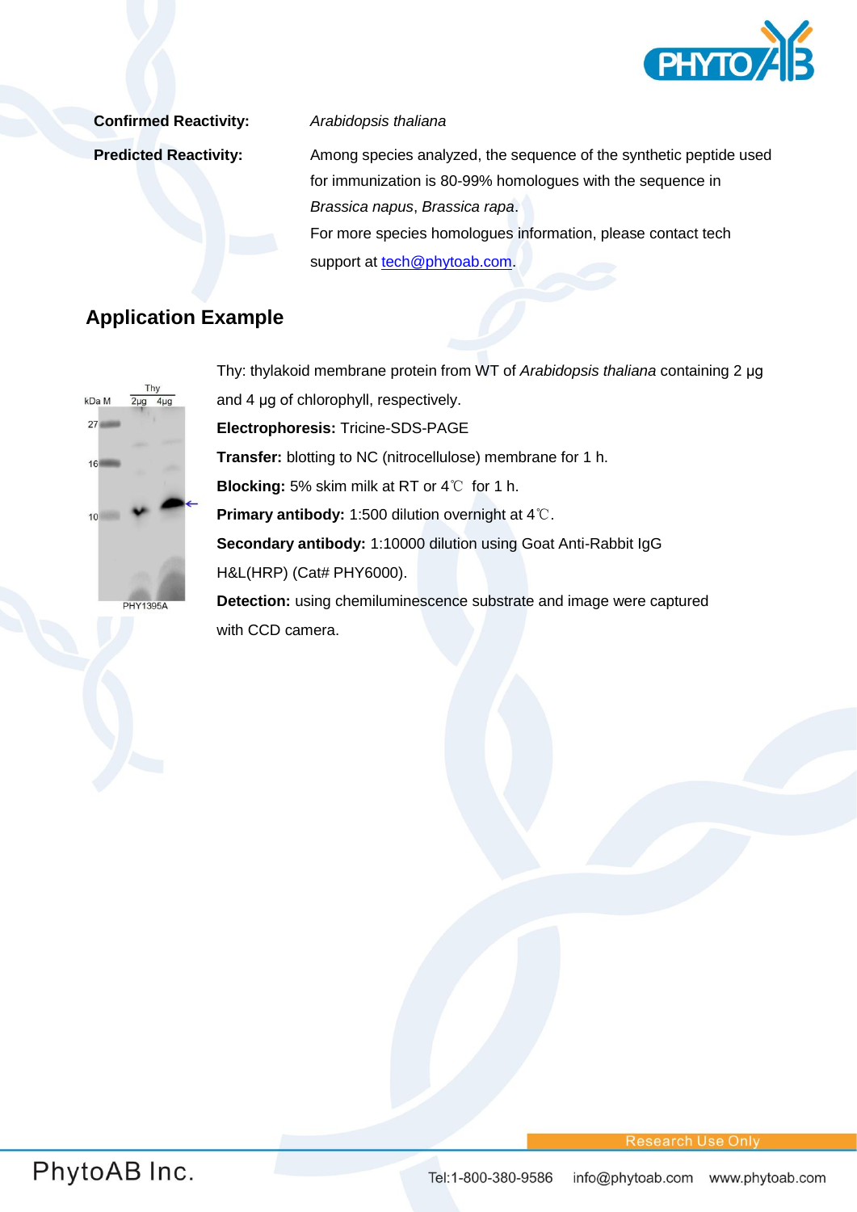**Confirmed Reactivity:** *Arabidopsis thaliana*

**Predicted Reactivity:** Among species analyzed, the sequence of the synthetic peptide used for immunization is 80-99% homologues with the sequence in *Brassica napus*, *Brassica rapa*.
For more species homologues information, please contact tech support at tech@phytoab.com.

## Application Example

kDa M
Thy
2μg 4μg
27
16
10
PHY1395A

Thy: thylakoid membrane protein from WT of *Arabidopsis thaliana* containing 2 μg and 4 μg of chlorophyll, respectively.

**Electrophoresis:** Tricine-SDS-PAGE

**Transfer:** blotting to NC (nitrocellulose) membrane for 1 h.

**Blocking:** 5% skim milk at RT or 4℃ for 1 h.

**Primary antibody:** 1:500 dilution overnight at 4℃.

**Secondary antibody:** 1:10000 dilution using Goat Anti-Rabbit IgG H&L(HRP) (Cat# PHY6000).

**Detection:** using chemiluminescence substrate and image were captured with CCD camera.

Research Use Only

PhytoAB Inc. Tel:1-800-380-9586 info@phytoab.com www.phytoab.com